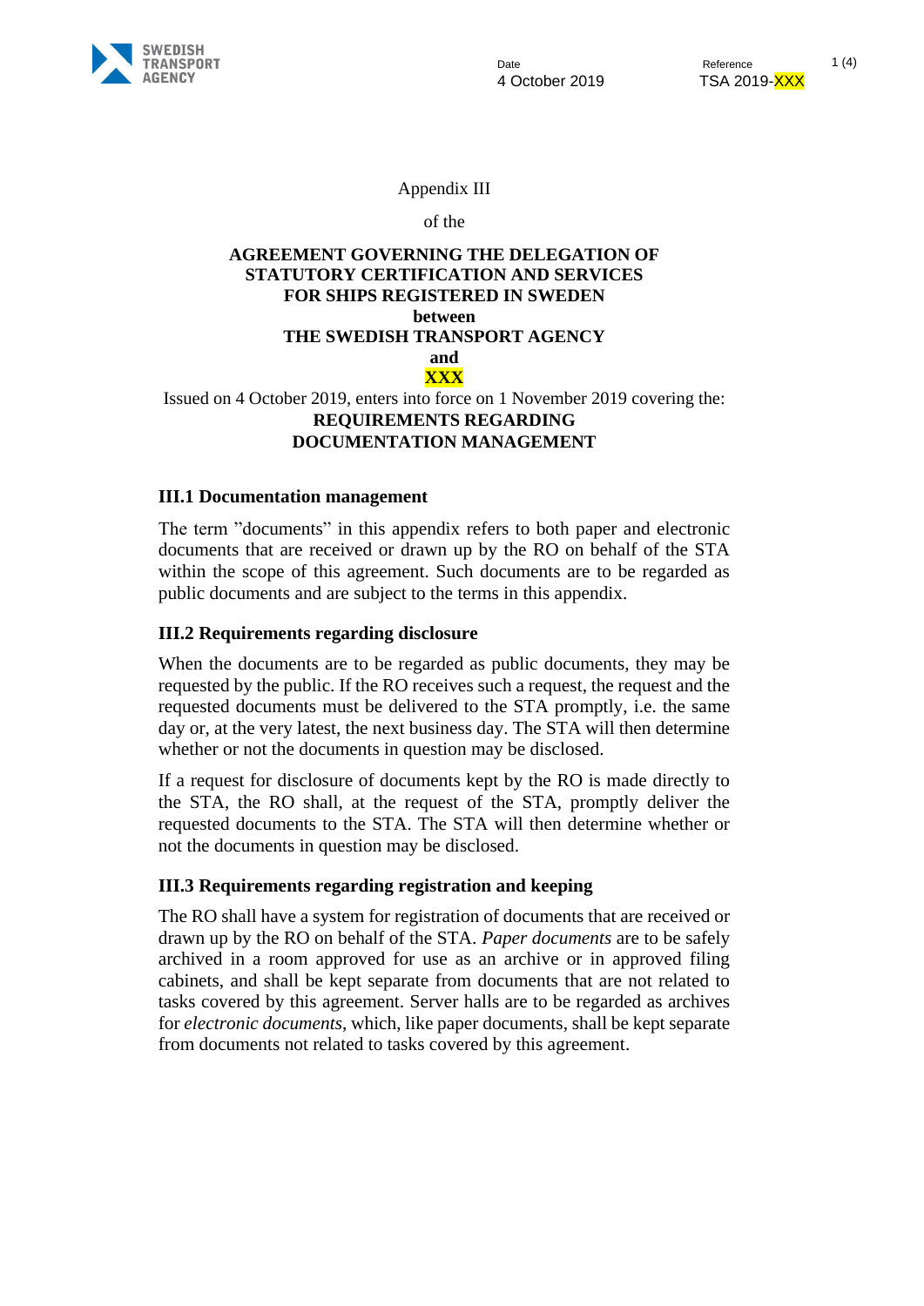Date
4 October 2019

Reference
TSA 2019-XXX

Appendix III

of the

**AGREEMENT GOVERNING THE DELEGATION OF STATUTORY CERTIFICATION AND SERVICES FOR SHIPS REGISTERED IN SWEDEN**
**between**
**THE SWEDISH TRANSPORT AGENCY**
**and**
**XXX**

Issued on 4 October 2019, enters into force on 1 November 2019 covering the:

**REQUIREMENTS REGARDING DOCUMENTATION MANAGEMENT**

### III.1 Documentation management

The term "documents" in this appendix refers to both paper and electronic documents that are received or drawn up by the RO on behalf of the STA within the scope of this agreement. Such documents are to be regarded as public documents and are subject to the terms in this appendix.

### III.2 Requirements regarding disclosure

When the documents are to be regarded as public documents, they may be requested by the public. If the RO receives such a request, the request and the requested documents must be delivered to the STA promptly, i.e. the same day or, at the very latest, the next business day. The STA will then determine whether or not the documents in question may be disclosed.

If a request for disclosure of documents kept by the RO is made directly to the STA, the RO shall, at the request of the STA, promptly deliver the requested documents to the STA. The STA will then determine whether or not the documents in question may be disclosed.

### III.3 Requirements regarding registration and keeping

The RO shall have a system for registration of documents that are received or drawn up by the RO on behalf of the STA. *Paper documents* are to be safely archived in a room approved for use as an archive or in approved filing cabinets, and shall be kept separate from documents that are not related to tasks covered by this agreement. Server halls are to be regarded as archives for *electronic documents*, which, like paper documents, shall be kept separate from documents not related to tasks covered by this agreement.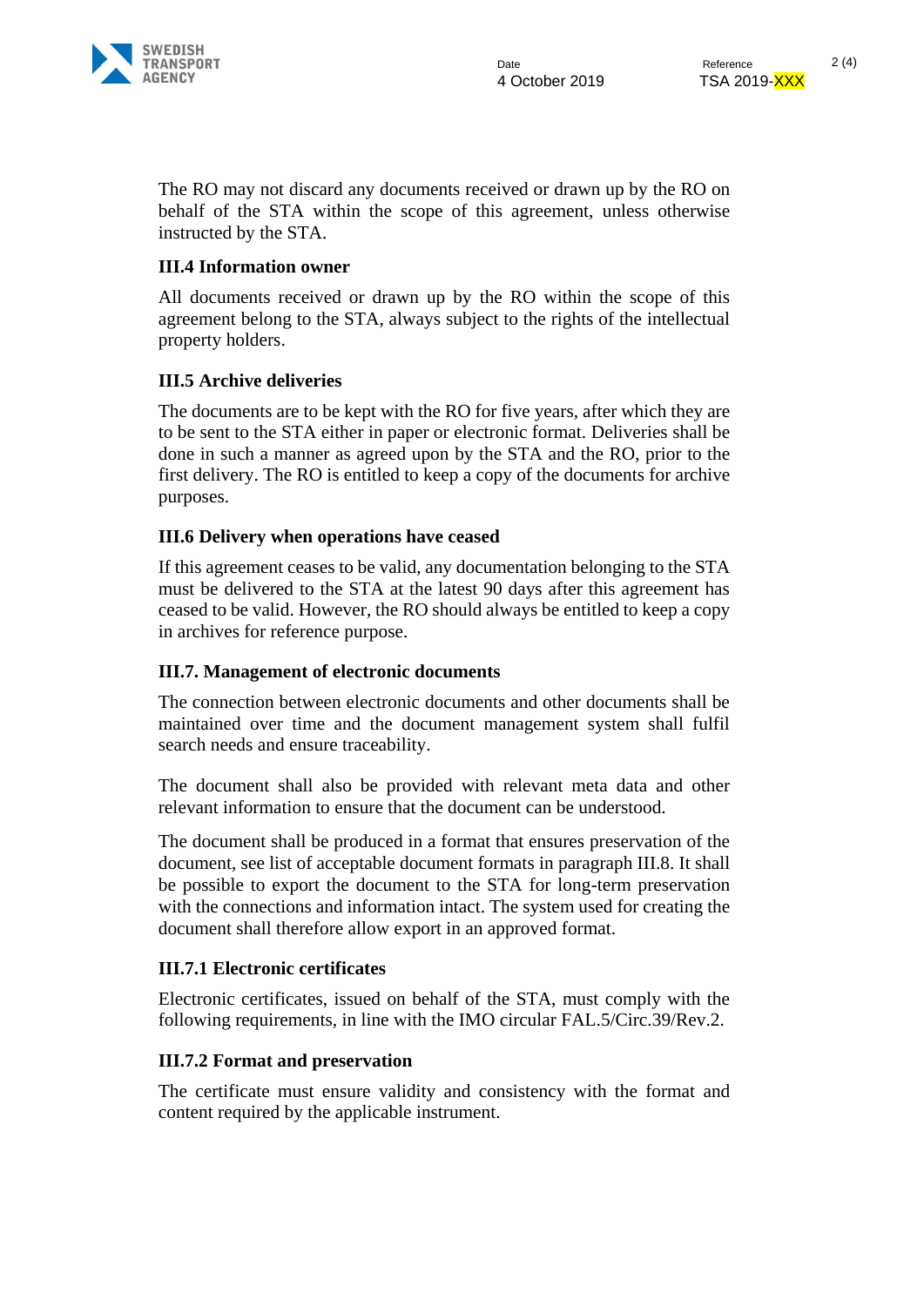The RO may not discard any documents received or drawn up by the RO on behalf of the STA within the scope of this agreement, unless otherwise instructed by the STA.

### III.4 Information owner

All documents received or drawn up by the RO within the scope of this agreement belong to the STA, always subject to the rights of the intellectual property holders.

### III.5 Archive deliveries

The documents are to be kept with the RO for five years, after which they are to be sent to the STA either in paper or electronic format. Deliveries shall be done in such a manner as agreed upon by the STA and the RO, prior to the first delivery. The RO is entitled to keep a copy of the documents for archive purposes.

### III.6 Delivery when operations have ceased

If this agreement ceases to be valid, any documentation belonging to the STA must be delivered to the STA at the latest 90 days after this agreement has ceased to be valid. However, the RO should always be entitled to keep a copy in archives for reference purpose.

### III.7. Management of electronic documents

The connection between electronic documents and other documents shall be maintained over time and the document management system shall fulfil search needs and ensure traceability.

The document shall also be provided with relevant meta data and other relevant information to ensure that the document can be understood.

The document shall be produced in a format that ensures preservation of the document, see list of acceptable document formats in paragraph III.8. It shall be possible to export the document to the STA for long-term preservation with the connections and information intact. The system used for creating the document shall therefore allow export in an approved format.

#### III.7.1 Electronic certificates

Electronic certificates, issued on behalf of the STA, must comply with the following requirements, in line with the IMO circular FAL.5/Circ.39/Rev.2.

#### III.7.2 Format and preservation

The certificate must ensure validity and consistency with the format and content required by the applicable instrument.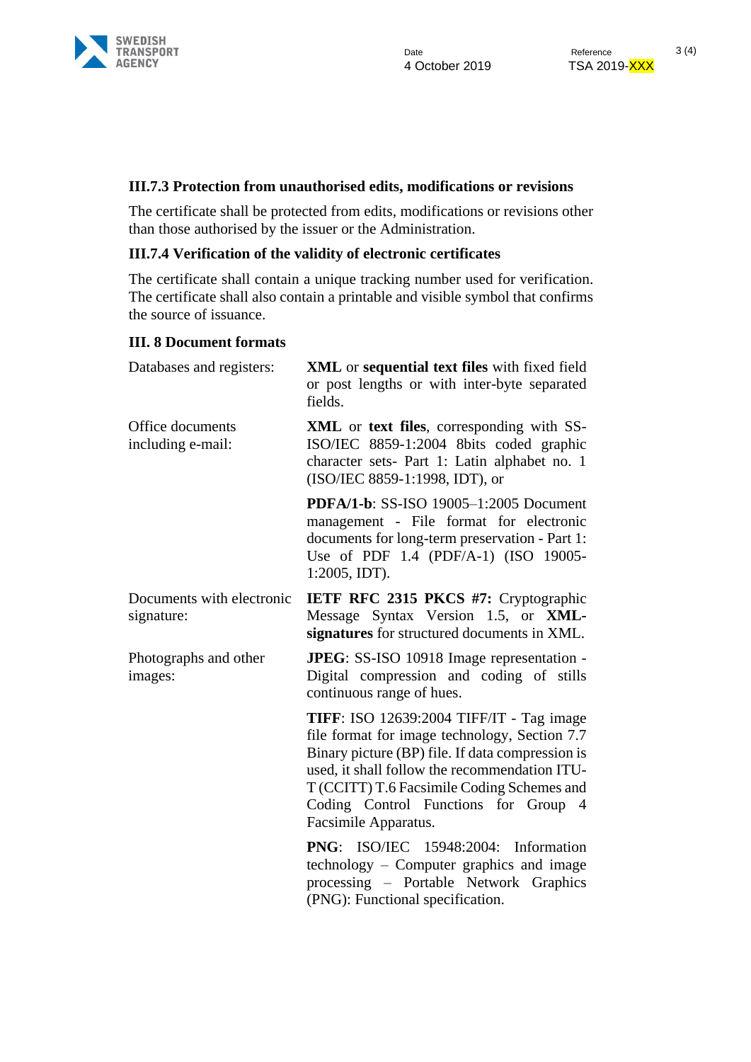### III.7.3 Protection from unauthorised edits, modifications or revisions

The certificate shall be protected from edits, modifications or revisions other than those authorised by the issuer or the Administration.

### III.7.4 Verification of the validity of electronic certificates

The certificate shall contain a unique tracking number used for verification. The certificate shall also contain a printable and visible symbol that confirms the source of issuance.

### III. 8 Document formats

| | |
|---|---|
| Databases and registers: | **XML** or **sequential text files** with fixed field or post lengths or with inter-byte separated fields. |
| Office documents including e-mail: | **XML** or **text files**, corresponding with SS-ISO/IEC 8859-1:2004 8bits coded graphic character sets- Part 1: Latin alphabet no. 1 (ISO/IEC 8859-1:1998, IDT), or |
| | **PDFA/1-b**: SS-ISO 19005–1:2005 Document management - File format for electronic documents for long-term preservation - Part 1: Use of PDF 1.4 (PDF/A-1) (ISO 19005-1:2005, IDT). |
| Documents with electronic signature: | **IETF RFC 2315 PKCS #7:** Cryptographic Message Syntax Version 1.5, or **XML-signatures** for structured documents in XML. |
| Photographs and other images: | **JPEG**: SS-ISO 10918 Image representation - Digital compression and coding of stills continuous range of hues. |
| | **TIFF**: ISO 12639:2004 TIFF/IT - Tag image file format for image technology, Section 7.7 Binary picture (BP) file. If data compression is used, it shall follow the recommendation ITU-T (CCITT) T.6 Facsimile Coding Schemes and Coding Control Functions for Group 4 Facsimile Apparatus. |
| | **PNG**: ISO/IEC 15948:2004: Information technology – Computer graphics and image processing – Portable Network Graphics (PNG): Functional specification. |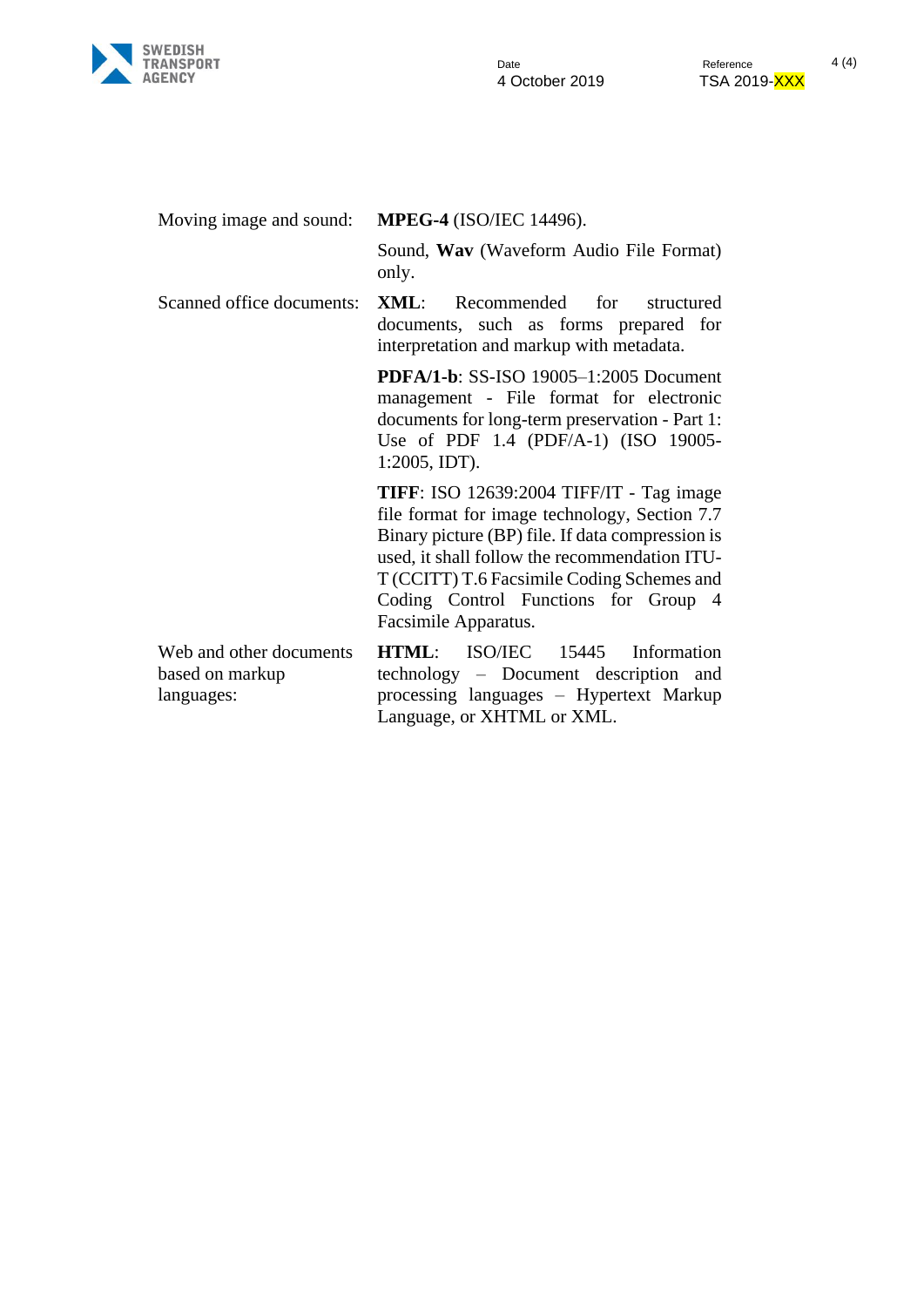| | |
|---|---|
| Moving image and sound: | **MPEG-4** (ISO/IEC 14496). |
| | Sound, **Wav** (Waveform Audio File Format) only. |
| Scanned office documents: | **XML**: Recommended for structured documents, such as forms prepared for interpretation and markup with metadata. |
| | **PDFA/1-b**: SS-ISO 19005–1:2005 Document management - File format for electronic documents for long-term preservation - Part 1: Use of PDF 1.4 (PDF/A-1) (ISO 19005-1:2005, IDT). |
| | **TIFF**: ISO 12639:2004 TIFF/IT - Tag image file format for image technology, Section 7.7 Binary picture (BP) file. If data compression is used, it shall follow the recommendation ITU-T (CCITT) T.6 Facsimile Coding Schemes and Coding Control Functions for Group 4 Facsimile Apparatus. |
| Web and other documents based on markup languages: | **HTML**: ISO/IEC 15445 Information technology – Document description and processing languages – Hypertext Markup Language, or XHTML or XML. |